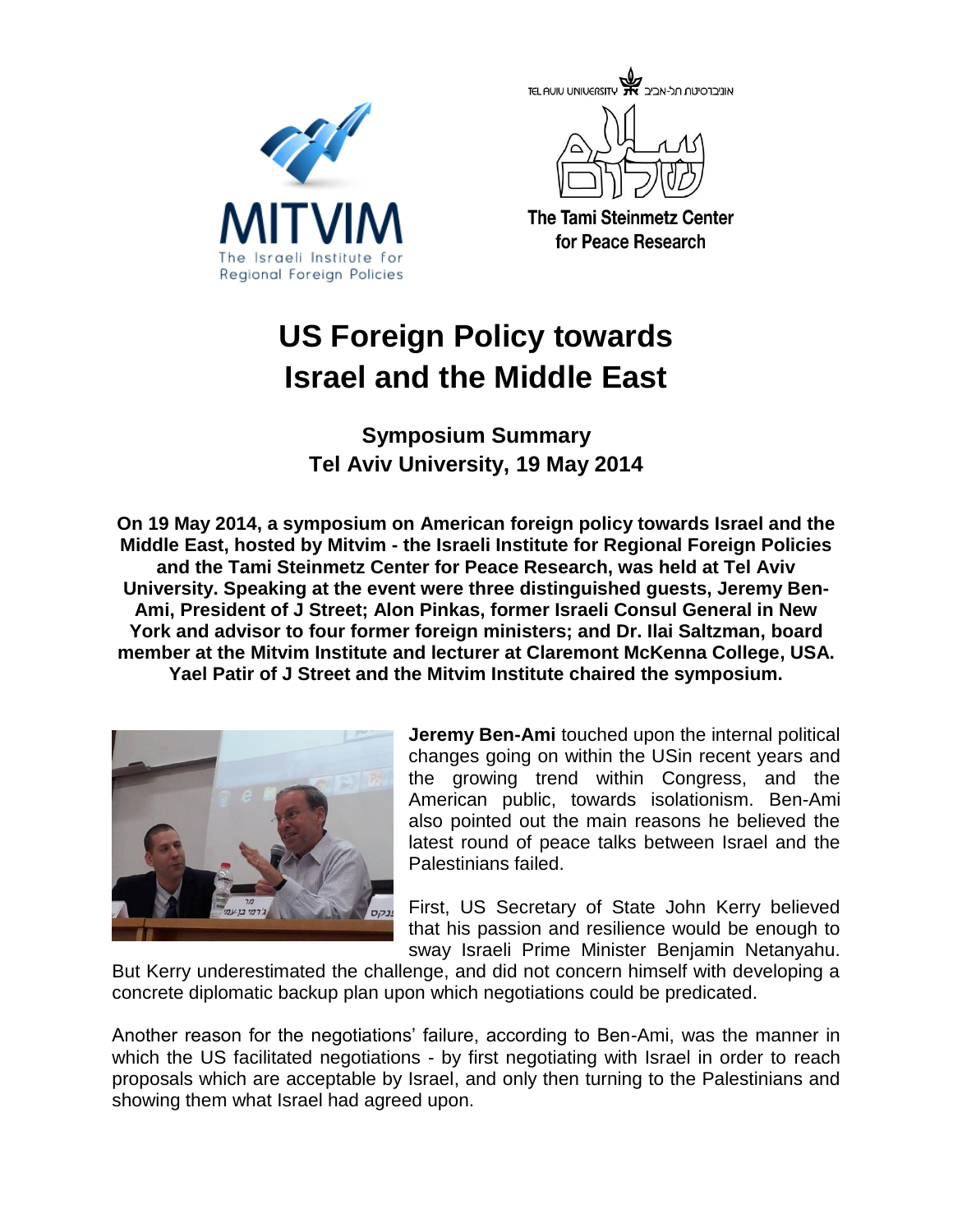MITVIM
The Israeli Institute for Regional Foreign Policies

TEL AVIV UNIVERSITY אוניברסיטת תל-אביב

The Tami Steinmetz Center for Peace Research

# US Foreign Policy towards Israel and the Middle East

## Symposium Summary
## Tel Aviv University, 19 May 2014

**On 19 May 2014, a symposium on American foreign policy towards Israel and the Middle East, hosted by Mitvim - the Israeli Institute for Regional Foreign Policies and the Tami Steinmetz Center for Peace Research, was held at Tel Aviv University. Speaking at the event were three distinguished guests, Jeremy Ben-Ami, President of J Street; Alon Pinkas, former Israeli Consul General in New York and advisor to four former foreign ministers; and Dr. Ilai Saltzman, board member at the Mitvim Institute and lecturer at Claremont McKenna College, USA. Yael Patir of J Street and the Mitvim Institute chaired the symposium.**

**Jeremy Ben-Ami** touched upon the internal political changes going on within the USin recent years and the growing trend within Congress, and the American public, towards isolationism. Ben-Ami also pointed out the main reasons he believed the latest round of peace talks between Israel and the Palestinians failed.

First, US Secretary of State John Kerry believed that his passion and resilience would be enough to sway Israeli Prime Minister Benjamin Netanyahu. But Kerry underestimated the challenge, and did not concern himself with developing a concrete diplomatic backup plan upon which negotiations could be predicated.

Another reason for the negotiations' failure, according to Ben-Ami, was the manner in which the US facilitated negotiations - by first negotiating with Israel in order to reach proposals which are acceptable by Israel, and only then turning to the Palestinians and showing them what Israel had agreed upon.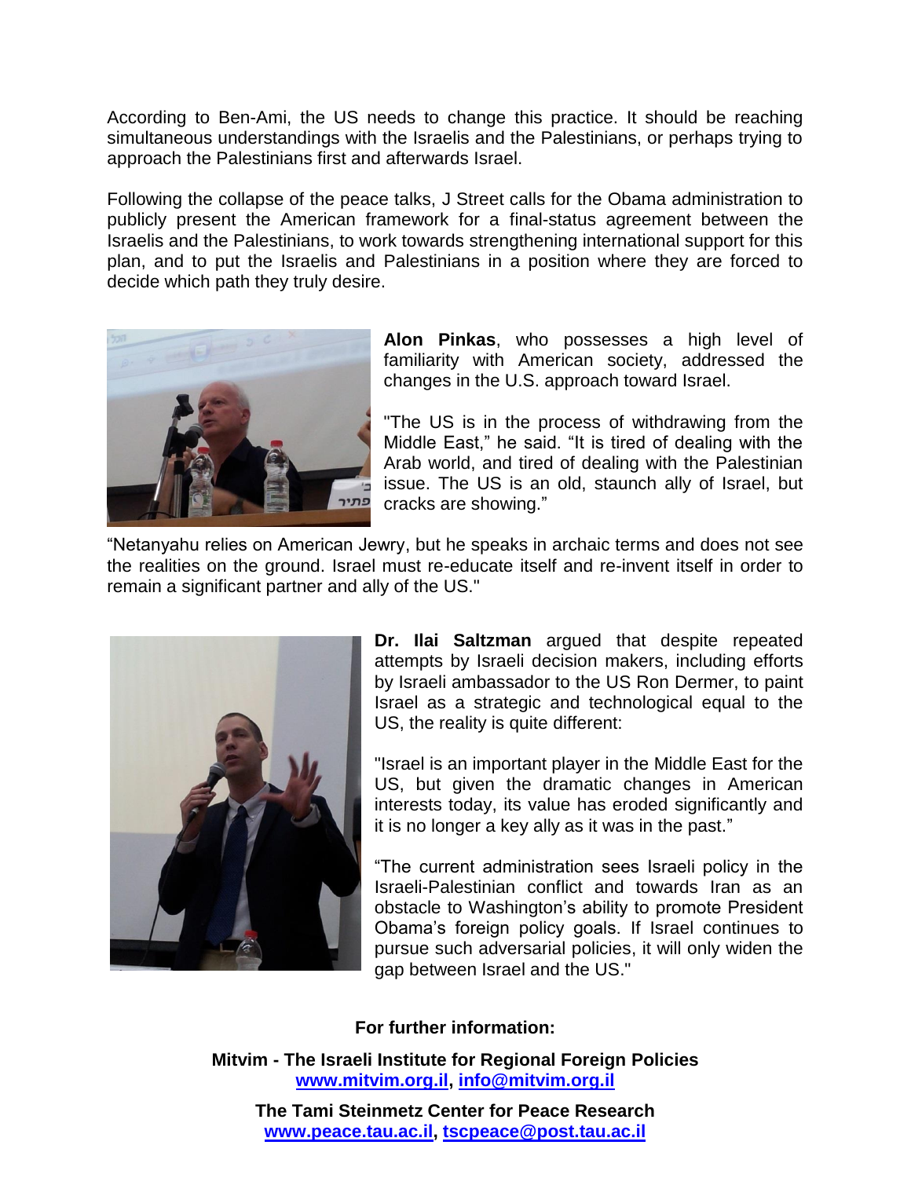According to Ben-Ami, the US needs to change this practice. It should be reaching simultaneous understandings with the Israelis and the Palestinians, or perhaps trying to approach the Palestinians first and afterwards Israel.

Following the collapse of the peace talks, J Street calls for the Obama administration to publicly present the American framework for a final-status agreement between the Israelis and the Palestinians, to work towards strengthening international support for this plan, and to put the Israelis and Palestinians in a position where they are forced to decide which path they truly desire.

**Alon Pinkas**, who possesses a high level of familiarity with American society, addressed the changes in the U.S. approach toward Israel.

"The US is in the process of withdrawing from the Middle East," he said. "It is tired of dealing with the Arab world, and tired of dealing with the Palestinian issue. The US is an old, staunch ally of Israel, but cracks are showing."

"Netanyahu relies on American Jewry, but he speaks in archaic terms and does not see the realities on the ground. Israel must re-educate itself and re-invent itself in order to remain a significant partner and ally of the US."

**Dr. Ilai Saltzman** argued that despite repeated attempts by Israeli decision makers, including efforts by Israeli ambassador to the US Ron Dermer, to paint Israel as a strategic and technological equal to the US, the reality is quite different:

"Israel is an important player in the Middle East for the US, but given the dramatic changes in American interests today, its value has eroded significantly and it is no longer a key ally as it was in the past."

"The current administration sees Israeli policy in the Israeli-Palestinian conflict and towards Iran as an obstacle to Washington's ability to promote President Obama's foreign policy goals. If Israel continues to pursue such adversarial policies, it will only widen the gap between Israel and the US."

**For further information:**

**Mitvim - The Israeli Institute for Regional Foreign Policies**
**www.mitvim.org.il, info@mitvim.org.il**

**The Tami Steinmetz Center for Peace Research**
**www.peace.tau.ac.il, tscpeace@post.tau.ac.il**